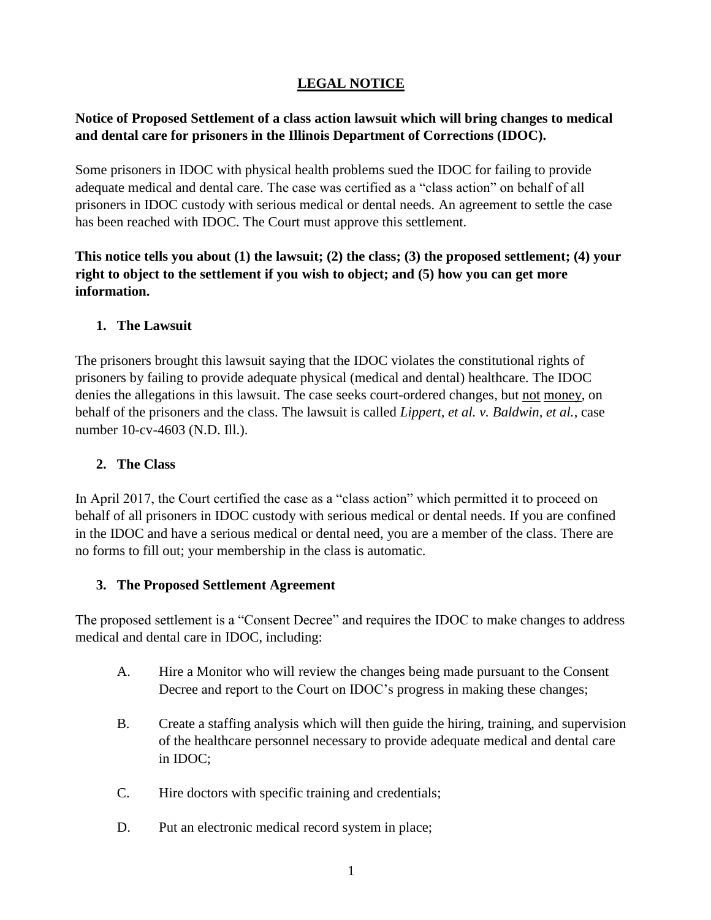# **LEGAL NOTICE**

**Notice of Proposed Settlement of a class action lawsuit which will bring changes to medical and dental care for prisoners in the Illinois Department of Corrections (IDOC).**

Some prisoners in IDOC with physical health problems sued the IDOC for failing to provide adequate medical and dental care. The case was certified as a "class action" on behalf of all prisoners in IDOC custody with serious medical or dental needs. An agreement to settle the case has been reached with IDOC. The Court must approve this settlement.

**This notice tells you about (1) the lawsuit; (2) the class; (3) the proposed settlement; (4) your right to object to the settlement if you wish to object; and (5) how you can get more information.**

## 1. The Lawsuit

The prisoners brought this lawsuit saying that the IDOC violates the constitutional rights of prisoners by failing to provide adequate physical (medical and dental) healthcare. The IDOC denies the allegations in this lawsuit. The case seeks court-ordered changes, but <u>not</u> <u>money</u>, on behalf of the prisoners and the class. The lawsuit is called *Lippert, et al. v. Baldwin, et al.*, case number 10-cv-4603 (N.D. Ill.).

## 2. The Class

In April 2017, the Court certified the case as a "class action" which permitted it to proceed on behalf of all prisoners in IDOC custody with serious medical or dental needs. If you are confined in the IDOC and have a serious medical or dental need, you are a member of the class. There are no forms to fill out; your membership in the class is automatic.

## 3. The Proposed Settlement Agreement

The proposed settlement is a "Consent Decree" and requires the IDOC to make changes to address medical and dental care in IDOC, including:

A. Hire a Monitor who will review the changes being made pursuant to the Consent Decree and report to the Court on IDOC's progress in making these changes;

B. Create a staffing analysis which will then guide the hiring, training, and supervision of the healthcare personnel necessary to provide adequate medical and dental care in IDOC;

C. Hire doctors with specific training and credentials;

D. Put an electronic medical record system in place;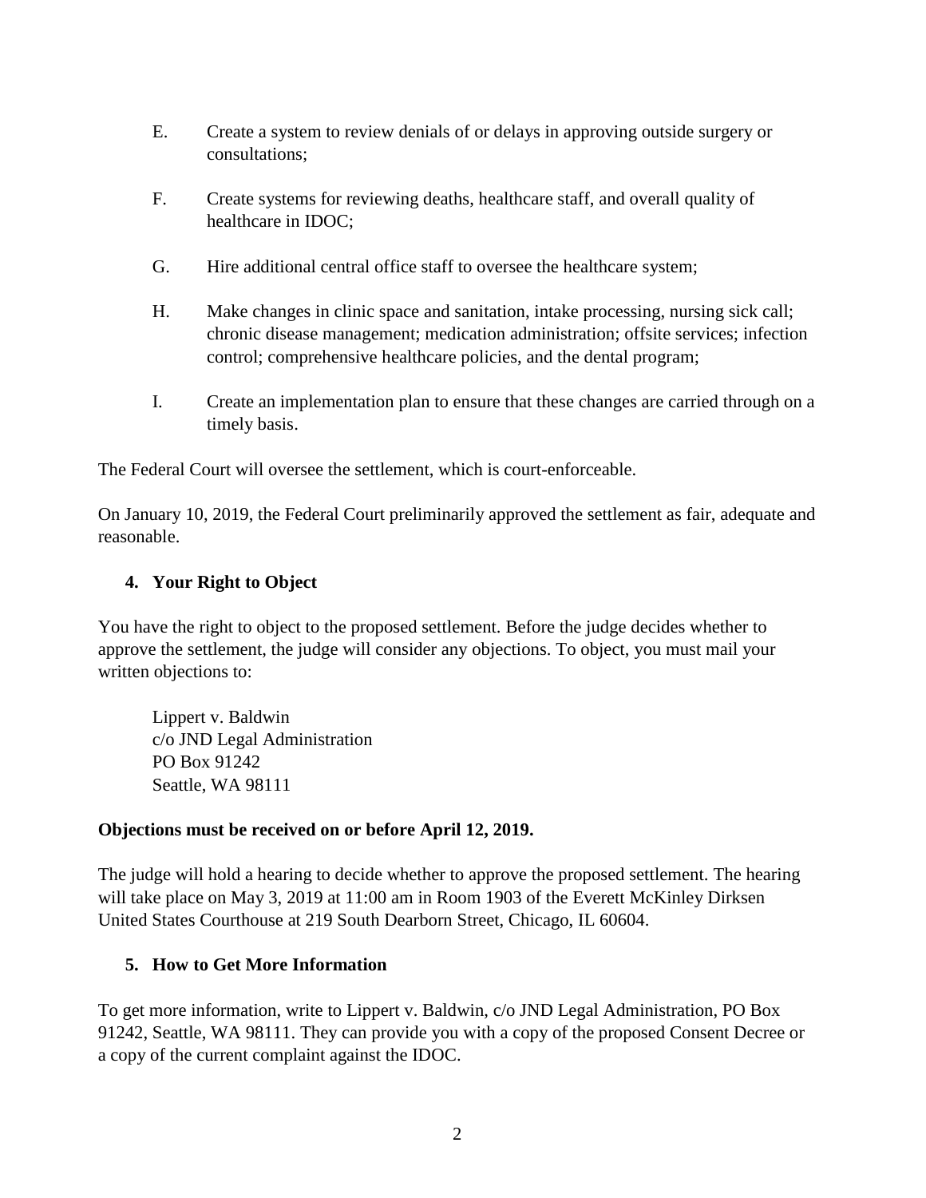E. Create a system to review denials of or delays in approving outside surgery or consultations;

F. Create systems for reviewing deaths, healthcare staff, and overall quality of healthcare in IDOC;

G. Hire additional central office staff to oversee the healthcare system;

H. Make changes in clinic space and sanitation, intake processing, nursing sick call; chronic disease management; medication administration; offsite services; infection control; comprehensive healthcare policies, and the dental program;

I. Create an implementation plan to ensure that these changes are carried through on a timely basis.

The Federal Court will oversee the settlement, which is court-enforceable.

On January 10, 2019, the Federal Court preliminarily approved the settlement as fair, adequate and reasonable.

## 4. Your Right to Object

You have the right to object to the proposed settlement. Before the judge decides whether to approve the settlement, the judge will consider any objections. To object, you must mail your written objections to:

Lippert v. Baldwin
c/o JND Legal Administration
PO Box 91242
Seattle, WA 98111

**Objections must be received on or before April 12, 2019.**

The judge will hold a hearing to decide whether to approve the proposed settlement. The hearing will take place on May 3, 2019 at 11:00 am in Room 1903 of the Everett McKinley Dirksen United States Courthouse at 219 South Dearborn Street, Chicago, IL 60604.

## 5. How to Get More Information

To get more information, write to Lippert v. Baldwin, c/o JND Legal Administration, PO Box 91242, Seattle, WA 98111. They can provide you with a copy of the proposed Consent Decree or a copy of the current complaint against the IDOC.